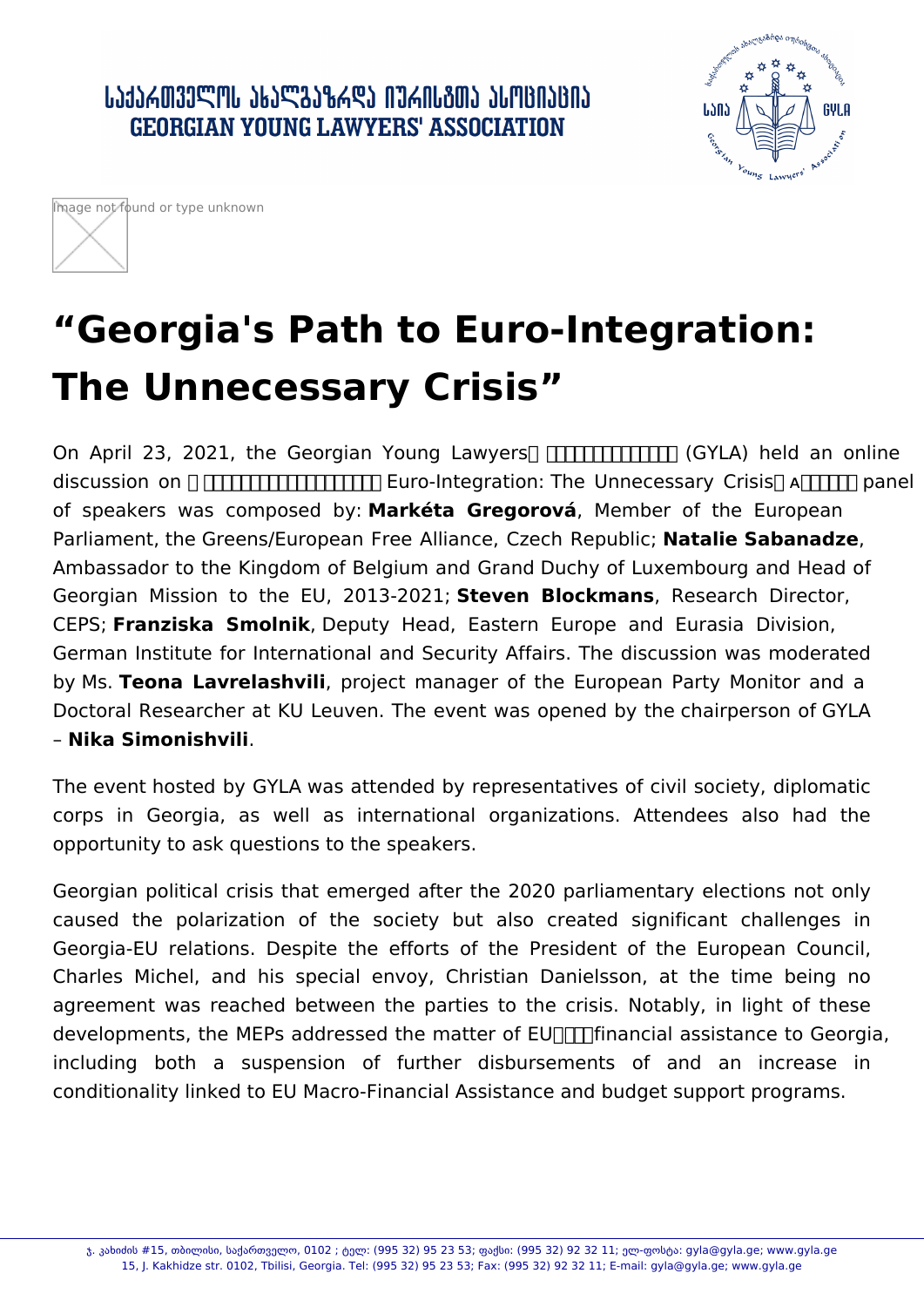# "Georgia's Path to Euro-Integration: The Unnecessary Crisis"

On April 23, 2021, the Georgian Young Lawyers Association (GYLA) held an online discussion on Georgia's Path to Euro-Integration: The Unnecessary Crisis. A panel of speakers was composed by: **Markéta Gregorová**, Member of the European Parliament, the Greens/European Free Alliance, Czech Republic; **Natalie Sabanadze**, Ambassador to the Kingdom of Belgium and Grand Duchy of Luxembourg and Head of Georgian Mission to the EU, 2013-2021; **Steven Blockmans**, Research Director, CEPS; **Franziska Smolnik**, Deputy Head, Eastern Europe and Eurasia Division, German Institute for International and Security Affairs. The discussion was moderated by Ms. **Teona Lavrelashvili**, project manager of the European Party Monitor and a Doctoral Researcher at KU Leuven. The event was opened by the chairperson of GYLA – **Nika Simonishvili**.

The event hosted by GYLA was attended by representatives of civil society, diplomatic corps in Georgia, as well as international organizations. Attendees also had the opportunity to ask questions to the speakers.

Georgian political crisis that emerged after the 2020 parliamentary elections not only caused the polarization of the society but also created significant challenges in Georgia-EU relations. Despite the efforts of the President of the European Council, Charles Michel, and his special envoy, Christian Danielsson, at the time being no agreement was reached between the parties to the crisis. Notably, in light of these developments, the MEPs addressed the matter of EU's financial assistance to Georgia, including both a suspension of further disbursements of and an increase in conditionality linked to EU Macro-Financial Assistance and budget support programs.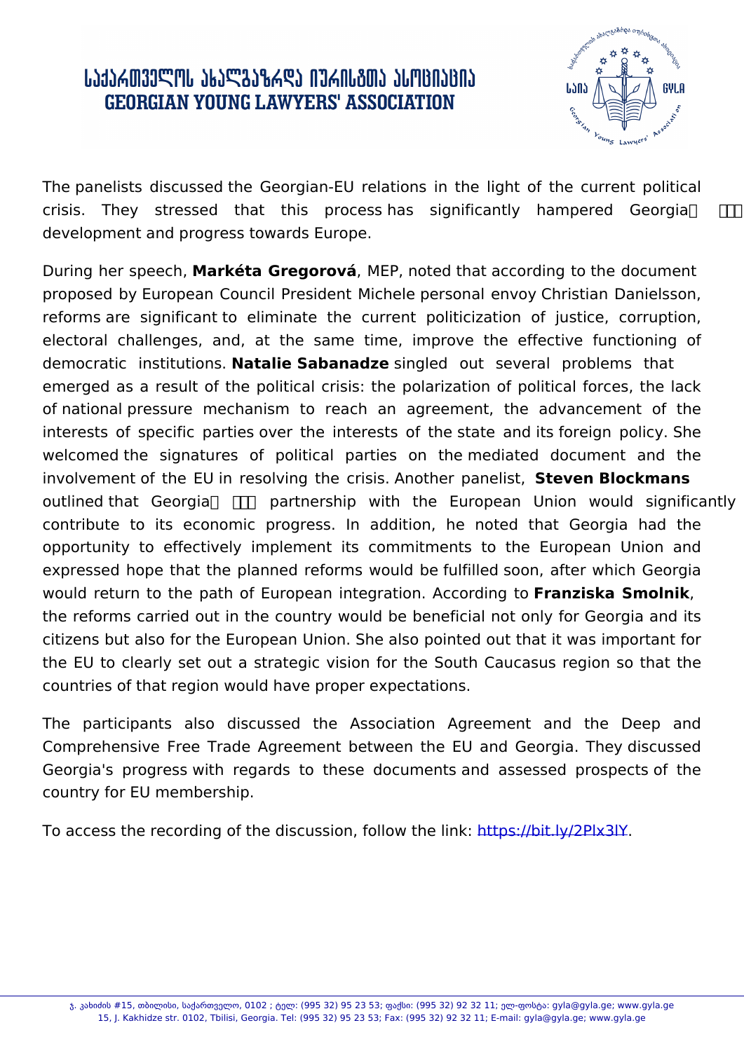The panelists discussed the Georgian-EU relations in the light of the current political crisis. They stressed that this process has significantly hampered Georgia's development and progress towards Europe.

During her speech, **Markéta Gregorová**, MEP, noted that according to the document proposed by European Council President Michele personal envoy Christian Danielsson, reforms are significant to eliminate the current politicization of justice, corruption, electoral challenges, and, at the same time, improve the effective functioning of democratic institutions. **Natalie Sabanadze** singled out several problems that emerged as a result of the political crisis: the polarization of political forces, the lack of national pressure mechanism to reach an agreement, the advancement of the interests of specific parties over the interests of the state and its foreign policy. She welcomed the signatures of political parties on the mediated document and the involvement of the EU in resolving the crisis. Another panelist, **Steven Blockmans** outlined that Georgia's partnership with the European Union would significantly contribute to its economic progress. In addition, he noted that Georgia had the opportunity to effectively implement its commitments to the European Union and expressed hope that the planned reforms would be fulfilled soon, after which Georgia would return to the path of European integration. According to **Franziska Smolnik**, the reforms carried out in the country would be beneficial not only for Georgia and its citizens but also for the European Union. She also pointed out that it was important for the EU to clearly set out a strategic vision for the South Caucasus region so that the countries of that region would have proper expectations.

The participants also discussed the Association Agreement and the Deep and Comprehensive Free Trade Agreement between the EU and Georgia. They discussed Georgia's progress with regards to these documents and assessed prospects of the country for EU membership.

To access the recording of the discussion, follow the link: https://bit.ly/2Plx3lY.